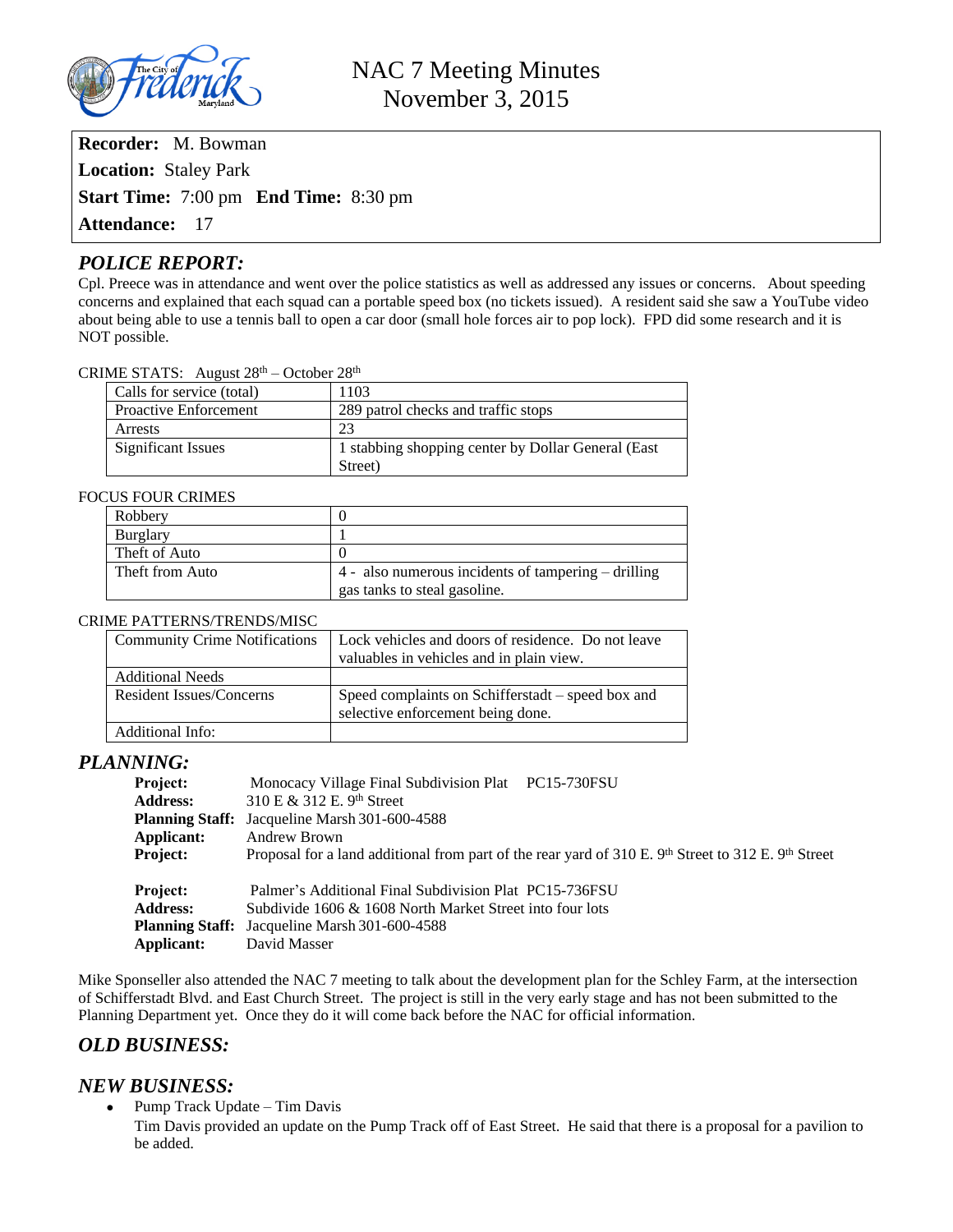# NAC 7 Meeting Minutes
## November 3, 2015

**Recorder:** M. Bowman

**Location:** Staley Park

**Start Time:** 7:00 pm **End Time:** 8:30 pm

**Attendance:** 17

## *POLICE REPORT:*

Cpl. Preece was in attendance and went over the police statistics as well as addressed any issues or concerns. About speeding concerns and explained that each squad can a portable speed box (no tickets issued). A resident said she saw a YouTube video about being able to use a tennis ball to open a car door (small hole forces air to pop lock). FPD did some research and it is NOT possible.

CRIME STATS: August 28th – October 28th

| Calls for service (total) | 1103 |
|---|---|
| Proactive Enforcement | 289 patrol checks and traffic stops |
| Arrests | 23 |
| Significant Issues | 1 stabbing shopping center by Dollar General (East Street) |

FOCUS FOUR CRIMES

| Robbery | 0 |
|---|---|
| Burglary | 1 |
| Theft of Auto | 0 |
| Theft from Auto | 4 - also numerous incidents of tampering – drilling gas tanks to steal gasoline. |

CRIME PATTERNS/TRENDS/MISC

| Community Crime Notifications | Lock vehicles and doors of residence. Do not leave valuables in vehicles and in plain view. |
|---|---|
| Additional Needs | |
| Resident Issues/Concerns | Speed complaints on Schifferstadt – speed box and selective enforcement being done. |
| Additional Info: | |

## *PLANNING:*

**Project:** Monocacy Village Final Subdivision Plat PC15-730FSU
**Address:** 310 E & 312 E. 9th Street
**Planning Staff:** Jacqueline Marsh 301-600-4588
**Applicant:** Andrew Brown
**Project:** Proposal for a land additional from part of the rear yard of 310 E. 9th Street to 312 E. 9th Street

**Project:** Palmer's Additional Final Subdivision Plat PC15-736FSU
**Address:** Subdivide 1606 & 1608 North Market Street into four lots
**Planning Staff:** Jacqueline Marsh 301-600-4588
**Applicant:** David Masser

Mike Sponseller also attended the NAC 7 meeting to talk about the development plan for the Schley Farm, at the intersection of Schifferstadt Blvd. and East Church Street. The project is still in the very early stage and has not been submitted to the Planning Department yet. Once they do it will come back before the NAC for official information.

## *OLD BUSINESS:*

## *NEW BUSINESS:*

- Pump Track Update – Tim Davis
  Tim Davis provided an update on the Pump Track off of East Street. He said that there is a proposal for a pavilion to be added.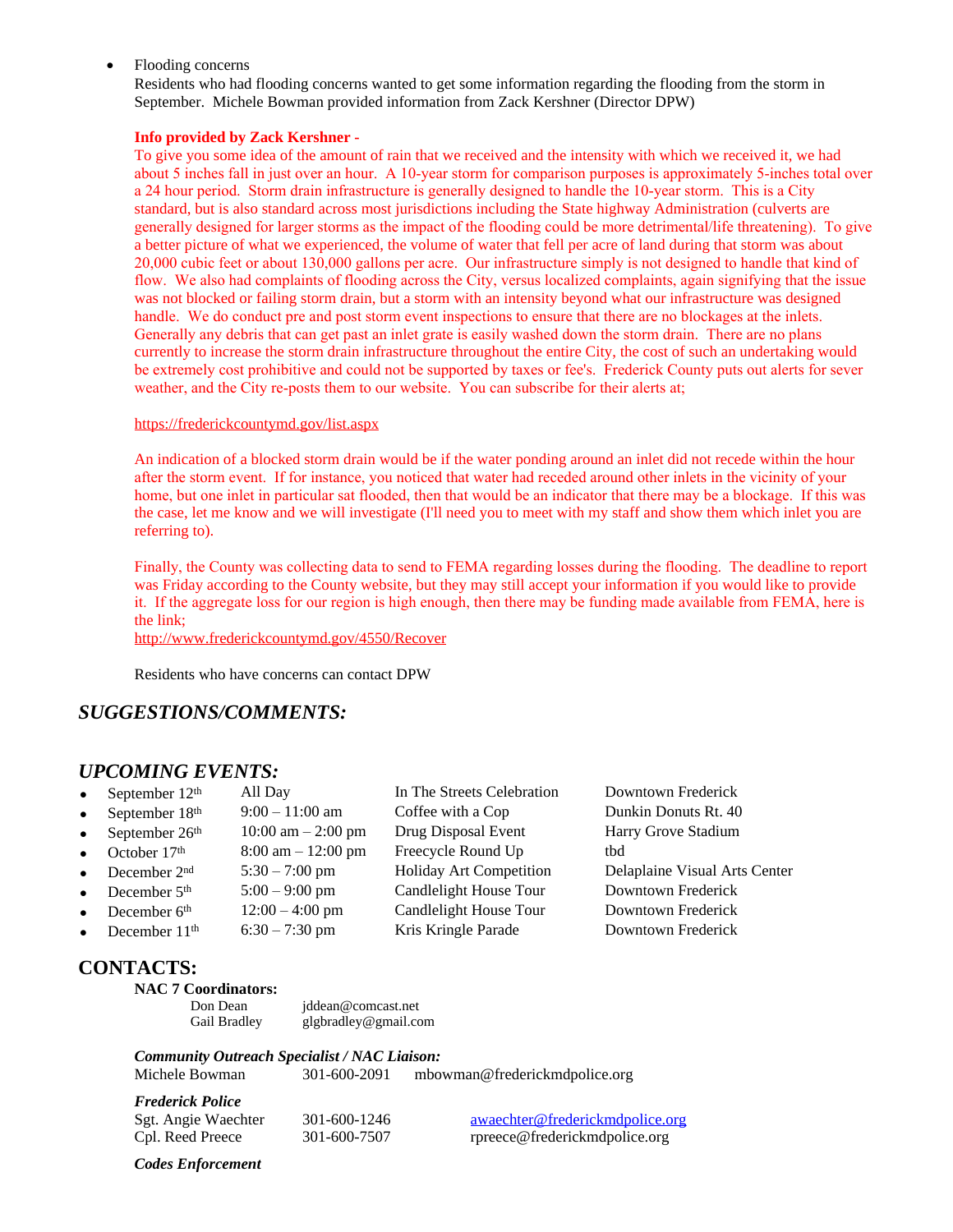- Flooding concerns
  Residents who had flooding concerns wanted to get some information regarding the flooding from the storm in September. Michele Bowman provided information from Zack Kershner (Director DPW)

  **Info provided by Zack Kershner -**
  To give you some idea of the amount of rain that we received and the intensity with which we received it, we had about 5 inches fall in just over an hour. A 10-year storm for comparison purposes is approximately 5-inches total over a 24 hour period. Storm drain infrastructure is generally designed to handle the 10-year storm. This is a City standard, but is also standard across most jurisdictions including the State highway Administration (culverts are generally designed for larger storms as the impact of the flooding could be more detrimental/life threatening). To give a better picture of what we experienced, the volume of water that fell per acre of land during that storm was about 20,000 cubic feet or about 130,000 gallons per acre. Our infrastructure simply is not designed to handle that kind of flow. We also had complaints of flooding across the City, versus localized complaints, again signifying that the issue was not blocked or failing storm drain, but a storm with an intensity beyond what our infrastructure was designed handle. We do conduct pre and post storm event inspections to ensure that there are no blockages at the inlets. Generally any debris that can get past an inlet grate is easily washed down the storm drain. There are no plans currently to increase the storm drain infrastructure throughout the entire City, the cost of such an undertaking would be extremely cost prohibitive and could not be supported by taxes or fee's. Frederick County puts out alerts for sever weather, and the City re-posts them to our website. You can subscribe for their alerts at;

  https://frederickcountymd.gov/list.aspx

  An indication of a blocked storm drain would be if the water ponding around an inlet did not recede within the hour after the storm event. If for instance, you noticed that water had receded around other inlets in the vicinity of your home, but one inlet in particular sat flooded, then that would be an indicator that there may be a blockage. If this was the case, let me know and we will investigate (I'll need you to meet with my staff and show them which inlet you are referring to).

  Finally, the County was collecting data to send to FEMA regarding losses during the flooding. The deadline to report was Friday according to the County website, but they may still accept your information if you would like to provide it. If the aggregate loss for our region is high enough, then there may be funding made available from FEMA, here is the link;
  http://www.frederickcountymd.gov/4550/Recover

  Residents who have concerns can contact DPW

## *SUGGESTIONS/COMMENTS:*

## *UPCOMING EVENTS:*

- September 12th — All Day — In The Streets Celebration — Downtown Frederick
- September 18th — 9:00 – 11:00 am — Coffee with a Cop — Dunkin Donuts Rt. 40
- September 26th — 10:00 am – 2:00 pm — Drug Disposal Event — Harry Grove Stadium
- October 17th — 8:00 am – 12:00 pm — Freecycle Round Up — tbd
- December 2nd — 5:30 – 7:00 pm — Holiday Art Competition — Delaplaine Visual Arts Center
- December 5th — 5:00 – 9:00 pm — Candlelight House Tour — Downtown Frederick
- December 6th — 12:00 – 4:00 pm — Candlelight House Tour — Downtown Frederick
- December 11th — 6:30 – 7:30 pm — Kris Kringle Parade — Downtown Frederick

## CONTACTS:

**NAC 7 Coordinators:**

Don Dean — jddean@comcast.net
Gail Bradley — glgbradley@gmail.com

***Community Outreach Specialist / NAC Liaison:***

Michele Bowman — 301-600-2091 — mbowman@frederickmdpolice.org

***Frederick Police***

Sgt. Angie Waechter — 301-600-1246 — awaechter@frederickmdpolice.org
Cpl. Reed Preece — 301-600-7507 — rpreece@frederickmdpolice.org

***Codes Enforcement***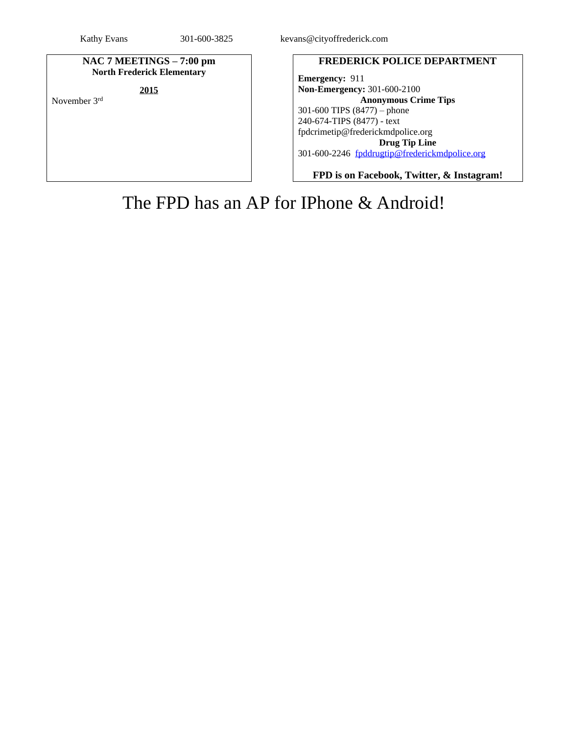Kathy Evans 301-600-3825 kevans@cityoffrederick.com

**NAC 7 MEETINGS – 7:00 pm**
**North Frederick Elementary**

**2015**

November 3rd

**FREDERICK POLICE DEPARTMENT**

**Emergency:** 911
**Non-Emergency:** 301-600-2100

**Anonymous Crime Tips**

301-600 TIPS (8477) – phone
240-674-TIPS (8477) - text
fpdcrimetip@frederickmdpolice.org

**Drug Tip Line**

301-600-2246 fpddrugtip@frederickmdpolice.org

**FPD is on Facebook, Twitter, & Instagram!**

The FPD has an AP for IPhone & Android!